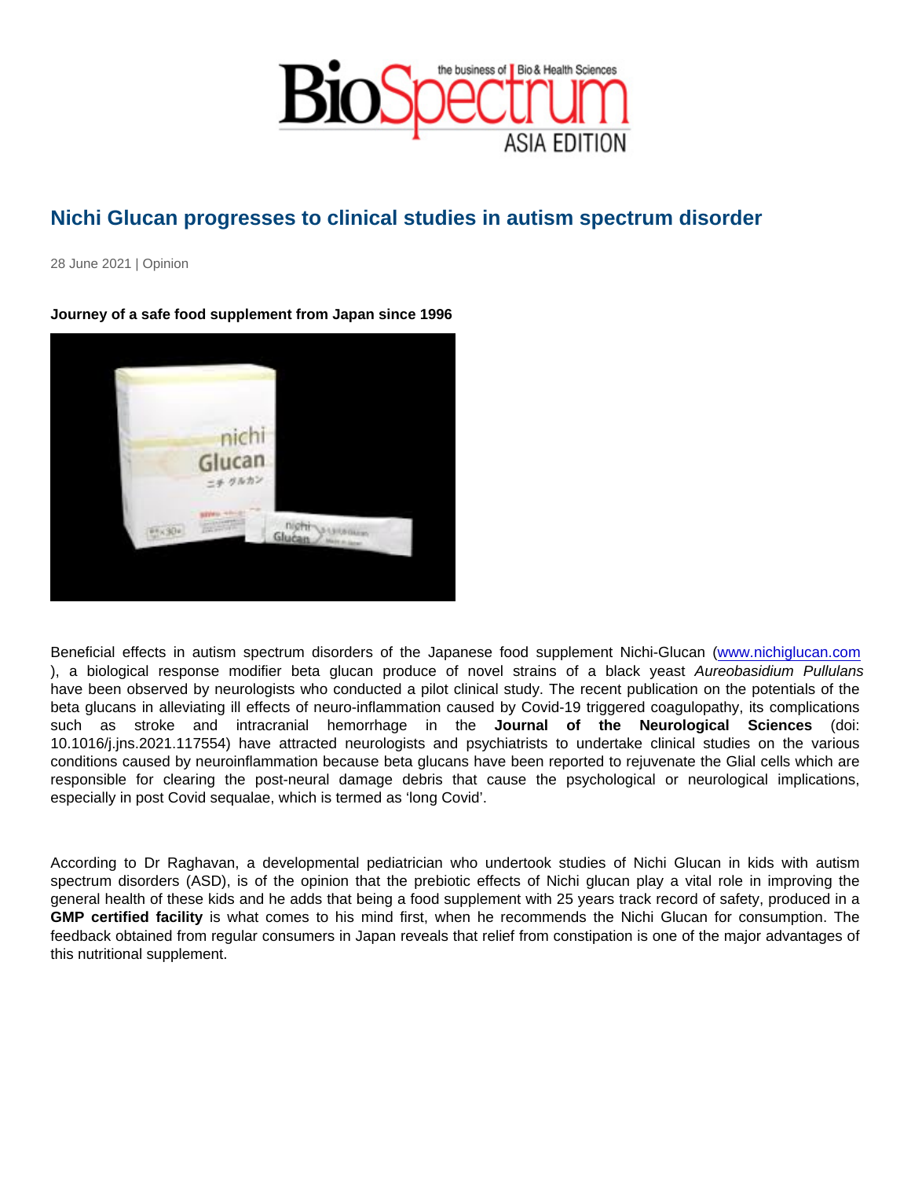# Nichi Glucan progresses to clinical studies in autism spectrum disorder

28 June 2021 | Opinion

**Journey of a safe food supplement from Japan since 1996**

Beneficial effects in autism spectrum disorders of the Japanese food supplement Nichi-Glucan (www.nichiglucan.com ), a biological response modifier beta glucan produce of novel strains of a black yeast *Aureobasidium Pullulans* have been observed by neurologists who conducted a pilot clinical study. The recent publication on the potentials of the beta glucans in alleviating ill effects of neuro-inflammation caused by Covid-19 triggered coagulopathy, its complications such as stroke and intracranial hemorrhage in the **Journal of the Neurological Sciences** (doi: 10.1016/j.jns.2021.117554) have attracted neurologists and psychiatrists to undertake clinical studies on the various conditions caused by neuroinflammation because beta glucans have been reported to rejuvenate the Glial cells which are responsible for clearing the post-neural damage debris that cause the psychological or neurological implications, especially in post Covid sequalae, which is termed as 'long Covid'.

According to Dr Raghavan, a developmental pediatrician who undertook studies of Nichi Glucan in kids with autism spectrum disorders (ASD), is of the opinion that the prebiotic effects of Nichi glucan play a vital role in improving the general health of these kids and he adds that being a food supplement with 25 years track record of safety, produced in a **GMP certified facility** is what comes to his mind first, when he recommends the Nichi Glucan for consumption. The feedback obtained from regular consumers in Japan reveals that relief from constipation is one of the major advantages of this nutritional supplement.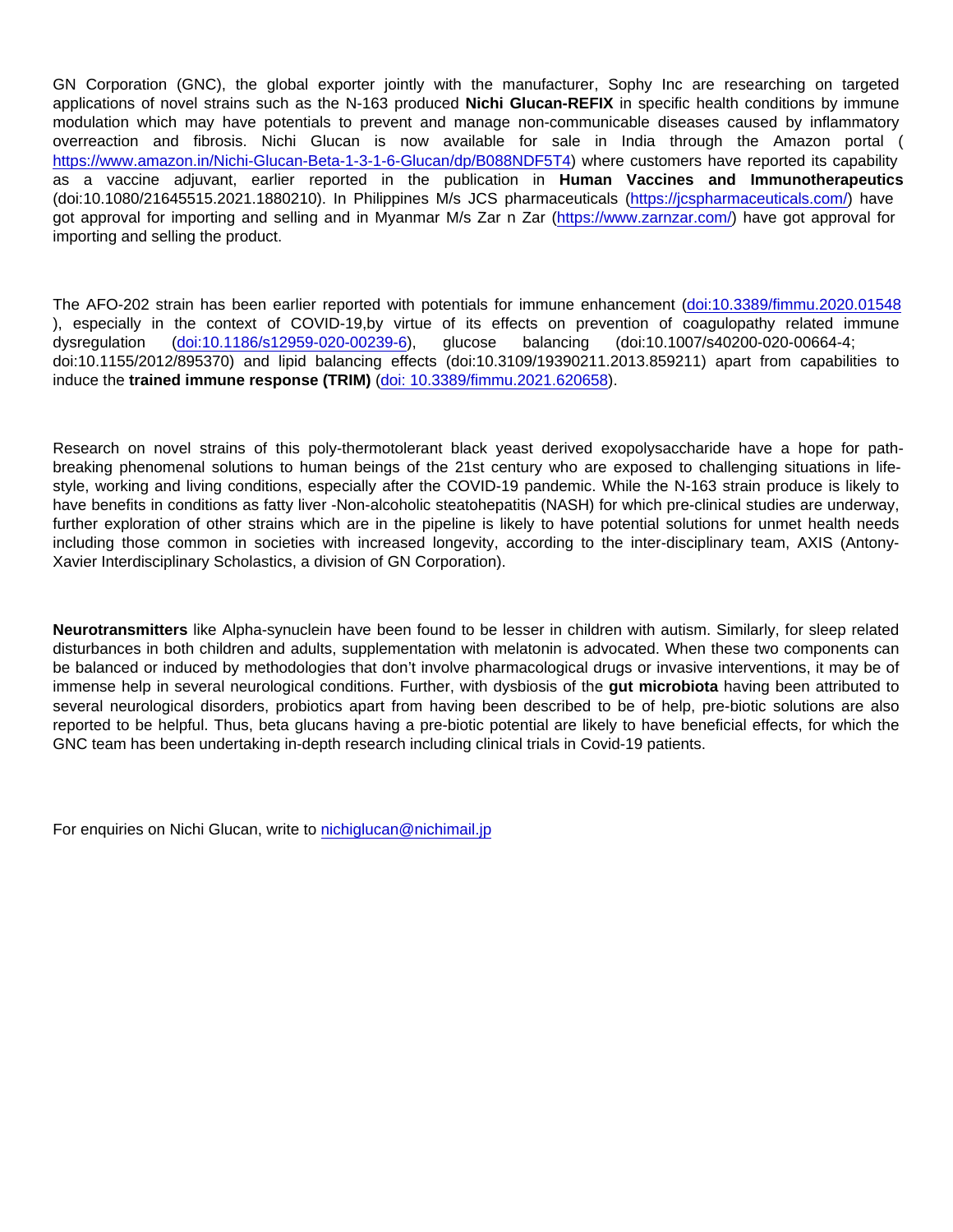GN Corporation (GNC), the global exporter jointly with the manufacturer, Sophy Inc are researching on targeted applications of novel strains such as the N-163 produced **Nichi Glucan-REFIX** in specific health conditions by immune modulation which may have potentials to prevent and manage non-communicable diseases caused by inflammatory overreaction and fibrosis. Nichi Glucan is now available for sale in India through the Amazon portal ( https://www.amazon.in/Nichi-Glucan-Beta-1-3-1-6-Glucan/dp/B088NDF5T4) where customers have reported its capability as a vaccine adjuvant, earlier reported in the publication in **Human Vaccines and Immunotherapeutics** (doi:10.1080/21645515.2021.1880210). In Philippines M/s JCS pharmaceuticals (https://jcspharmaceuticals.com/) have got approval for importing and selling and in Myanmar M/s Zar n Zar (https://www.zarnzar.com/) have got approval for importing and selling the product.

The AFO-202 strain has been earlier reported with potentials for immune enhancement (doi:10.3389/fimmu.2020.01548 ), especially in the context of COVID-19,by virtue of its effects on prevention of coagulopathy related immune dysregulation (doi:10.1186/s12959-020-00239-6), glucose balancing (doi:10.1007/s40200-020-00664-4; doi:10.1155/2012/895370) and lipid balancing effects (doi:10.3109/19390211.2013.859211) apart from capabilities to induce the **trained immune response (TRIM)** (doi: 10.3389/fimmu.2021.620658).

Research on novel strains of this poly-thermotolerant black yeast derived exopolysaccharide have a hope for path-breaking phenomenal solutions to human beings of the 21st century who are exposed to challenging situations in life-style, working and living conditions, especially after the COVID-19 pandemic. While the N-163 strain produce is likely to have benefits in conditions as fatty liver -Non-alcoholic steatohepatitis (NASH) for which pre-clinical studies are underway, further exploration of other strains which are in the pipeline is likely to have potential solutions for unmet health needs including those common in societies with increased longevity, according to the inter-disciplinary team, AXIS (Antony-Xavier Interdisciplinary Scholastics, a division of GN Corporation).

**Neurotransmitters** like Alpha-synuclein have been found to be lesser in children with autism. Similarly, for sleep related disturbances in both children and adults, supplementation with melatonin is advocated. When these two components can be balanced or induced by methodologies that don't involve pharmacological drugs or invasive interventions, it may be of immense help in several neurological conditions. Further, with dysbiosis of the **gut microbiota** having been attributed to several neurological disorders, probiotics apart from having been described to be of help, pre-biotic solutions are also reported to be helpful. Thus, beta glucans having a pre-biotic potential are likely to have beneficial effects, for which the GNC team has been undertaking in-depth research including clinical trials in Covid-19 patients.

For enquiries on Nichi Glucan, write to nichiglucan@nichimail.jp